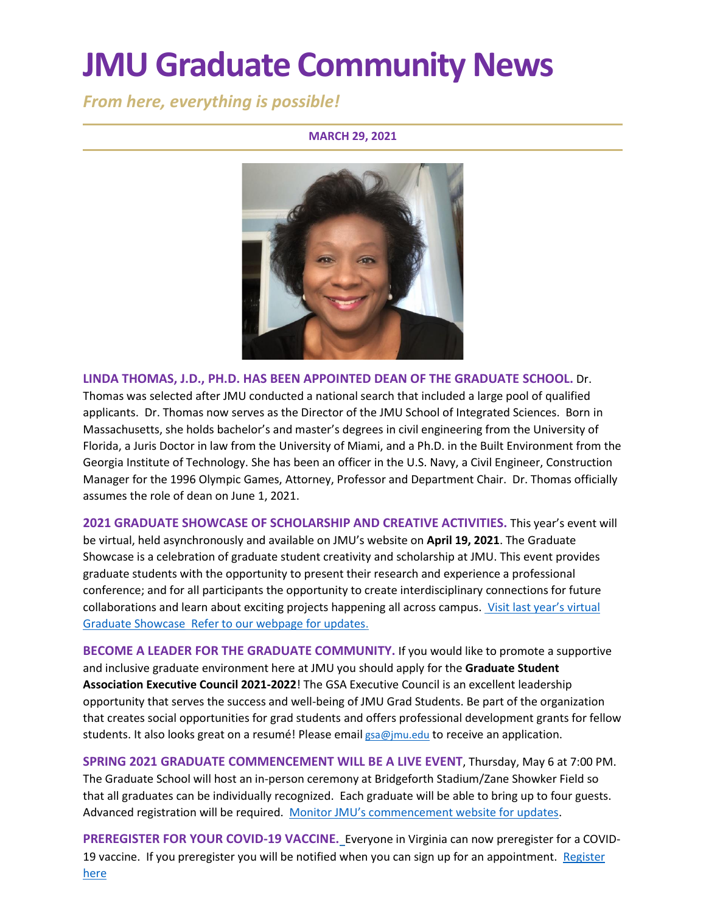# JMU Graduate Community News

***From here, everything is possible!***

**MARCH 29, 2021**

**LINDA THOMAS, J.D., PH.D. HAS BEEN APPOINTED DEAN OF THE GRADUATE SCHOOL.** Dr. Thomas was selected after JMU conducted a national search that included a large pool of qualified applicants. Dr. Thomas now serves as the Director of the JMU School of Integrated Sciences. Born in Massachusetts, she holds bachelor's and master's degrees in civil engineering from the University of Florida, a Juris Doctor in law from the University of Miami, and a Ph.D. in the Built Environment from the Georgia Institute of Technology. She has been an officer in the U.S. Navy, a Civil Engineer, Construction Manager for the 1996 Olympic Games, Attorney, Professor and Department Chair. Dr. Thomas officially assumes the role of dean on June 1, 2021.

**2021 GRADUATE SHOWCASE OF SCHOLARSHIP AND CREATIVE ACTIVITIES.** This year's event will be virtual, held asynchronously and available on JMU's website on **April 19, 2021**. The Graduate Showcase is a celebration of graduate student creativity and scholarship at JMU. This event provides graduate students with the opportunity to present their research and experience a professional conference; and for all participants the opportunity to create interdisciplinary connections for future collaborations and learn about exciting projects happening all across campus. Visit last year's virtual Graduate Showcase Refer to our webpage for updates.

**BECOME A LEADER FOR THE GRADUATE COMMUNITY.** If you would like to promote a supportive and inclusive graduate environment here at JMU you should apply for the **Graduate Student Association Executive Council 2021-2022**! The GSA Executive Council is an excellent leadership opportunity that serves the success and well-being of JMU Grad Students. Be part of the organization that creates social opportunities for grad students and offers professional development grants for fellow students. It also looks great on a resumé! Please email gsa@jmu.edu to receive an application.

**SPRING 2021 GRADUATE COMMENCEMENT WILL BE A LIVE EVENT**, Thursday, May 6 at 7:00 PM. The Graduate School will host an in-person ceremony at Bridgeforth Stadium/Zane Showker Field so that all graduates can be individually recognized. Each graduate will be able to bring up to four guests. Advanced registration will be required. Monitor JMU's commencement website for updates.

**PREREGISTER FOR YOUR COVID-19 VACCINE.** Everyone in Virginia can now preregister for a COVID-19 vaccine. If you preregister you will be notified when you can sign up for an appointment. Register here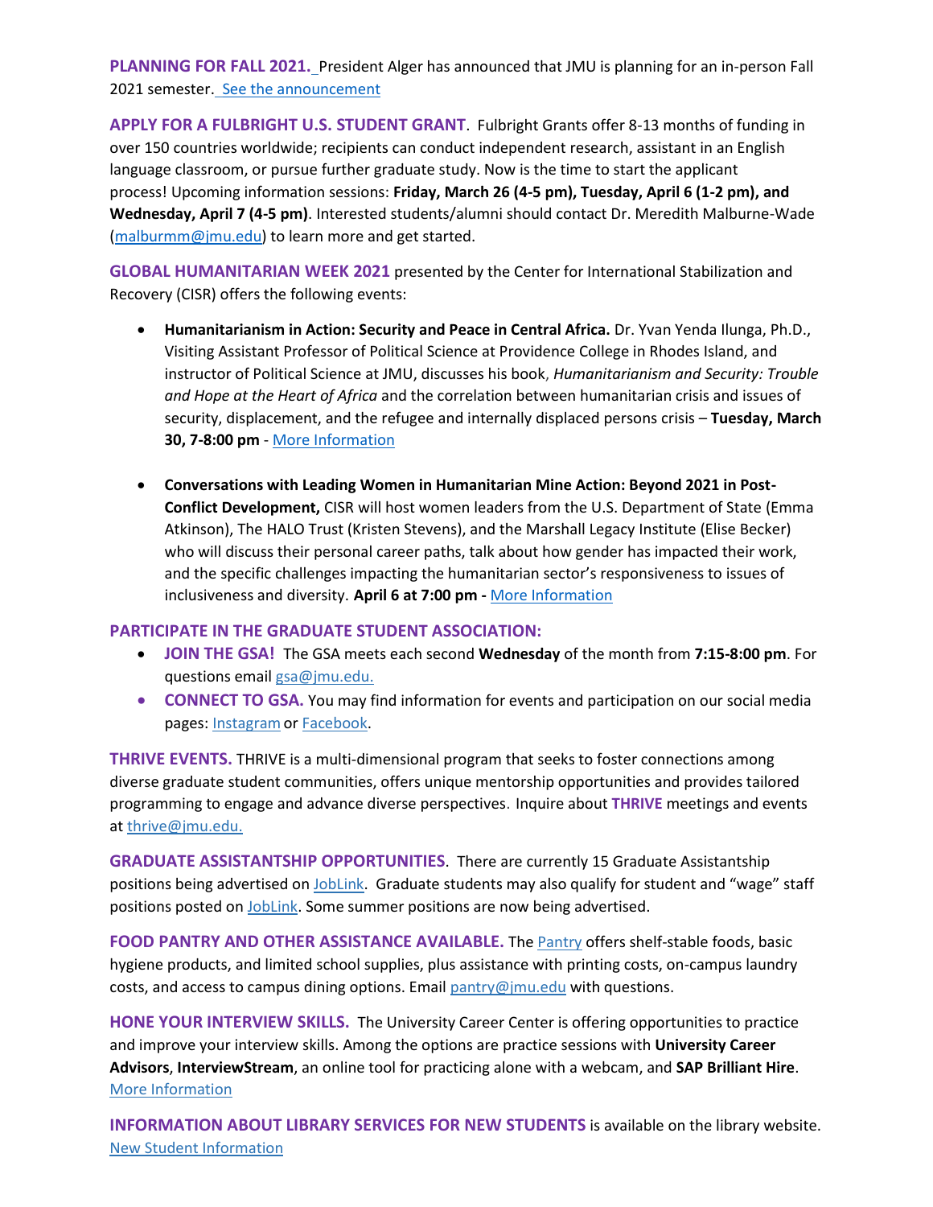**PLANNING FOR FALL 2021.** President Alger has announced that JMU is planning for an in-person Fall 2021 semester. [See the announcement]

**APPLY FOR A FULBRIGHT U.S. STUDENT GRANT**. Fulbright Grants offer 8-13 months of funding in over 150 countries worldwide; recipients can conduct independent research, assistant in an English language classroom, or pursue further graduate study. Now is the time to start the applicant process! Upcoming information sessions: **Friday, March 26 (4-5 pm), Tuesday, April 6 (1-2 pm), and Wednesday, April 7 (4-5 pm)**. Interested students/alumni should contact Dr. Meredith Malburne-Wade (malburmm@jmu.edu) to learn more and get started.

**GLOBAL HUMANITARIAN WEEK 2021** presented by the Center for International Stabilization and Recovery (CISR) offers the following events:

- **Humanitarianism in Action: Security and Peace in Central Africa.** Dr. Yvan Yenda Ilunga, Ph.D., Visiting Assistant Professor of Political Science at Providence College in Rhodes Island, and instructor of Political Science at JMU, discusses his book, *Humanitarianism and Security: Trouble and Hope at the Heart of Africa* and the correlation between humanitarian crisis and issues of security, displacement, and the refugee and internally displaced persons crisis – **Tuesday, March 30, 7-8:00 pm** - More Information

- **Conversations with Leading Women in Humanitarian Mine Action: Beyond 2021 in Post-Conflict Development,** CISR will host women leaders from the U.S. Department of State (Emma Atkinson), The HALO Trust (Kristen Stevens), and the Marshall Legacy Institute (Elise Becker) who will discuss their personal career paths, talk about how gender has impacted their work, and the specific challenges impacting the humanitarian sector's responsiveness to issues of inclusiveness and diversity. **April 6 at 7:00 pm -** More Information

**PARTICIPATE IN THE GRADUATE STUDENT ASSOCIATION:**

- **JOIN THE GSA!** The GSA meets each second **Wednesday** of the month from **7:15-8:00 pm**. For questions email gsa@jmu.edu.
- **CONNECT TO GSA.** You may find information for events and participation on our social media pages: Instagram or Facebook.

**THRIVE EVENTS.** THRIVE is a multi-dimensional program that seeks to foster connections among diverse graduate student communities, offers unique mentorship opportunities and provides tailored programming to engage and advance diverse perspectives. Inquire about **THRIVE** meetings and events at thrive@jmu.edu.

**GRADUATE ASSISTANTSHIP OPPORTUNITIES**. There are currently 15 Graduate Assistantship positions being advertised on JobLink. Graduate students may also qualify for student and "wage" staff positions posted on JobLink. Some summer positions are now being advertised.

**FOOD PANTRY AND OTHER ASSISTANCE AVAILABLE.** The Pantry offers shelf-stable foods, basic hygiene products, and limited school supplies, plus assistance with printing costs, on-campus laundry costs, and access to campus dining options. Email pantry@jmu.edu with questions.

**HONE YOUR INTERVIEW SKILLS.** The University Career Center is offering opportunities to practice and improve your interview skills. Among the options are practice sessions with **University Career Advisors**, **InterviewStream**, an online tool for practicing alone with a webcam, and **SAP Brilliant Hire**. More Information

**INFORMATION ABOUT LIBRARY SERVICES FOR NEW STUDENTS** is available on the library website. New Student Information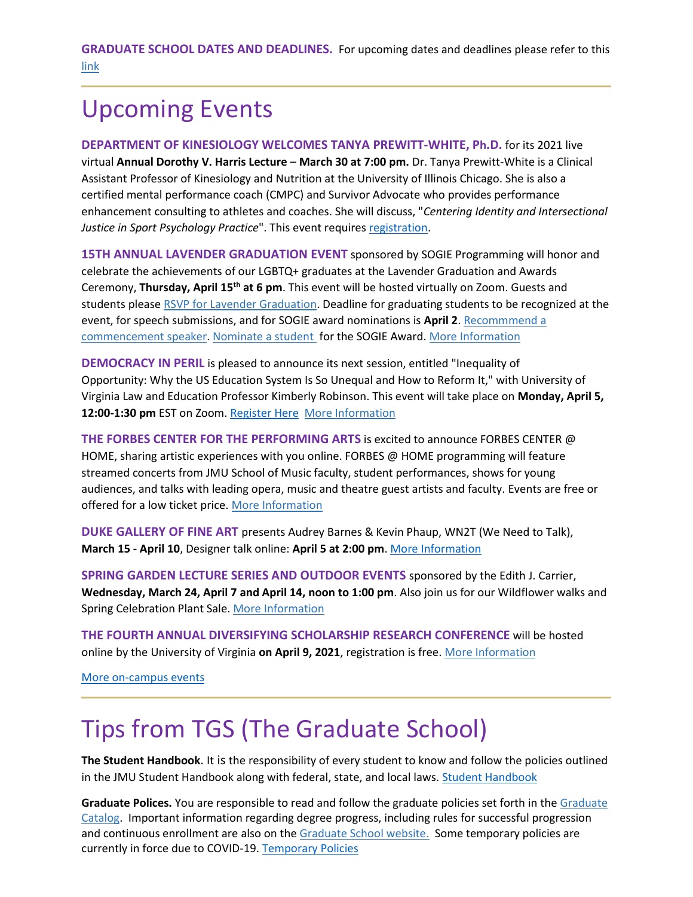**GRADUATE SCHOOL DATES AND DEADLINES.** For upcoming dates and deadlines please refer to this link

---

# Upcoming Events

**DEPARTMENT OF KINESIOLOGY WELCOMES TANYA PREWITT-WHITE, Ph.D.** for its 2021 live virtual **Annual Dorothy V. Harris Lecture** – **March 30 at 7:00 pm.** Dr. Tanya Prewitt-White is a Clinical Assistant Professor of Kinesiology and Nutrition at the University of Illinois Chicago. She is also a certified mental performance coach (CMPC) and Survivor Advocate who provides performance enhancement consulting to athletes and coaches. She will discuss, "*Centering Identity and Intersectional Justice in Sport Psychology Practice*". This event requires registration.

**15TH ANNUAL LAVENDER GRADUATION EVENT** sponsored by SOGIE Programming will honor and celebrate the achievements of our LGBTQ+ graduates at the Lavender Graduation and Awards Ceremony, **Thursday, April 15th at 6 pm**. This event will be hosted virtually on Zoom. Guests and students please RSVP for Lavender Graduation. Deadline for graduating students to be recognized at the event, for speech submissions, and for SOGIE award nominations is **April 2**. Recommmend a commencement speaker. Nominate a student for the SOGIE Award. More Information

**DEMOCRACY IN PERIL** is pleased to announce its next session, entitled "Inequality of Opportunity: Why the US Education System Is So Unequal and How to Reform It," with University of Virginia Law and Education Professor Kimberly Robinson. This event will take place on **Monday, April 5, 12:00-1:30 pm** EST on Zoom. Register Here More Information

**THE FORBES CENTER FOR THE PERFORMING ARTS** is excited to announce FORBES CENTER @ HOME, sharing artistic experiences with you online. FORBES @ HOME programming will feature streamed concerts from JMU School of Music faculty, student performances, shows for young audiences, and talks with leading opera, music and theatre guest artists and faculty. Events are free or offered for a low ticket price. More Information

**DUKE GALLERY OF FINE ART** presents Audrey Barnes & Kevin Phaup, WN2T (We Need to Talk), **March 15 - April 10**, Designer talk online: **April 5 at 2:00 pm**. More Information

**SPRING GARDEN LECTURE SERIES AND OUTDOOR EVENTS** sponsored by the Edith J. Carrier, **Wednesday, March 24, April 7 and April 14, noon to 1:00 pm**. Also join us for our Wildflower walks and Spring Celebration Plant Sale. More Information

**THE FOURTH ANNUAL DIVERSIFYING SCHOLARSHIP RESEARCH CONFERENCE** will be hosted online by the University of Virginia **on April 9, 2021**, registration is free. More Information

More on-campus events

---

# Tips from TGS (The Graduate School)

**The Student Handbook**. It is the responsibility of every student to know and follow the policies outlined in the JMU Student Handbook along with federal, state, and local laws. Student Handbook

**Graduate Polices.** You are responsible to read and follow the graduate policies set forth in the Graduate Catalog. Important information regarding degree progress, including rules for successful progression and continuous enrollment are also on the Graduate School website. Some temporary policies are currently in force due to COVID-19. Temporary Policies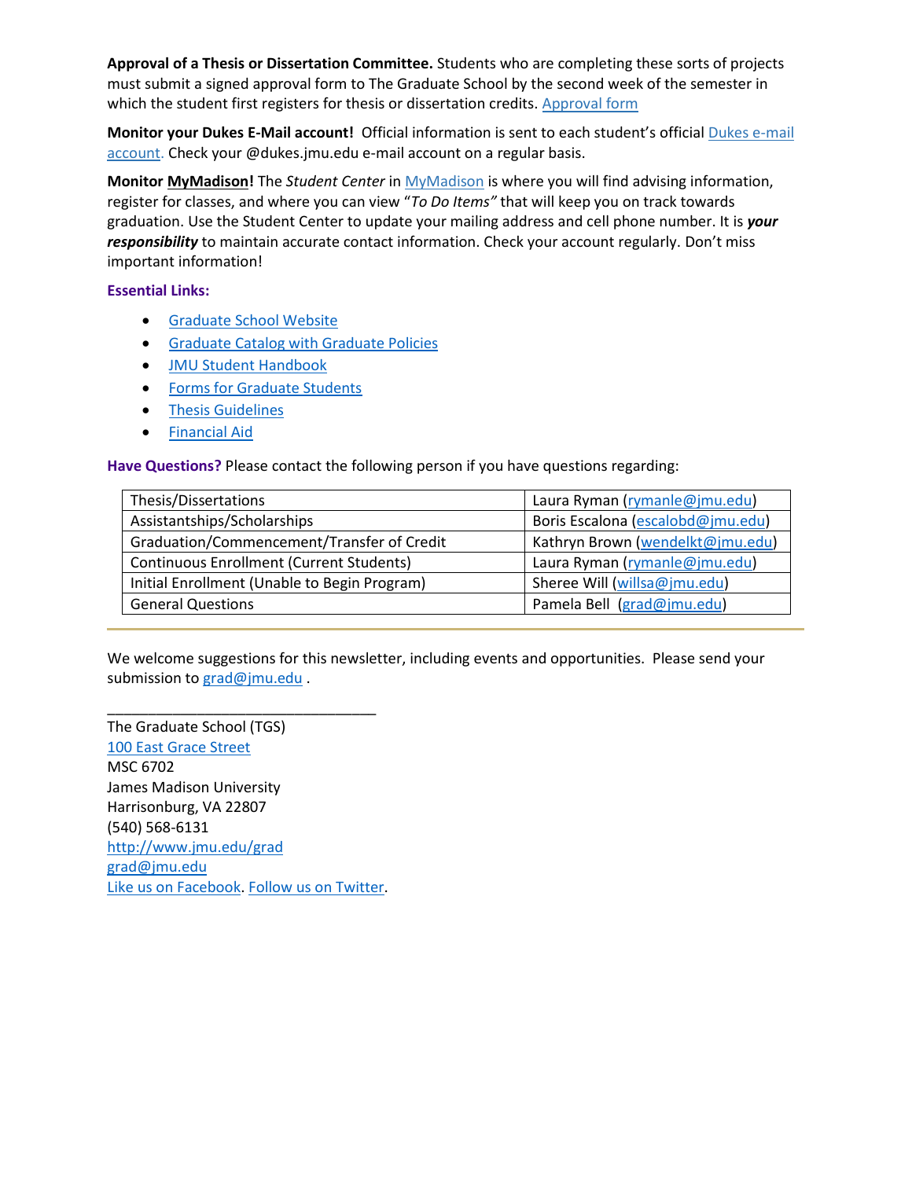**Approval of a Thesis or Dissertation Committee.** Students who are completing these sorts of projects must submit a signed approval form to The Graduate School by the second week of the semester in which the student first registers for thesis or dissertation credits. Approval form

**Monitor your Dukes E-Mail account!** Official information is sent to each student's official Dukes e-mail account. Check your @dukes.jmu.edu e-mail account on a regular basis.

**Monitor MyMadison!** The *Student Center* in MyMadison is where you will find advising information, register for classes, and where you can view "*To Do Items"* that will keep you on track towards graduation. Use the Student Center to update your mailing address and cell phone number. It is ***your responsibility*** to maintain accurate contact information. Check your account regularly. Don't miss important information!

**Essential Links:**

- Graduate School Website
- Graduate Catalog with Graduate Policies
- JMU Student Handbook
- Forms for Graduate Students
- Thesis Guidelines
- Financial Aid

**Have Questions?** Please contact the following person if you have questions regarding:

| | |
|---|---|
| Thesis/Dissertations | Laura Ryman (rymanle@jmu.edu) |
| Assistantships/Scholarships | Boris Escalona (escalobd@jmu.edu) |
| Graduation/Commencement/Transfer of Credit | Kathryn Brown (wendelkt@jmu.edu) |
| Continuous Enrollment (Current Students) | Laura Ryman (rymanle@jmu.edu) |
| Initial Enrollment (Unable to Begin Program) | Sheree Will (willsa@jmu.edu) |
| General Questions | Pamela Bell (grad@jmu.edu) |

---

We welcome suggestions for this newsletter, including events and opportunities. Please send your submission to grad@jmu.edu .

___________________________________

The Graduate School (TGS)
100 East Grace Street
MSC 6702
James Madison University
Harrisonburg, VA 22807
(540) 568-6131
http://www.jmu.edu/grad
grad@jmu.edu
Like us on Facebook. Follow us on Twitter.